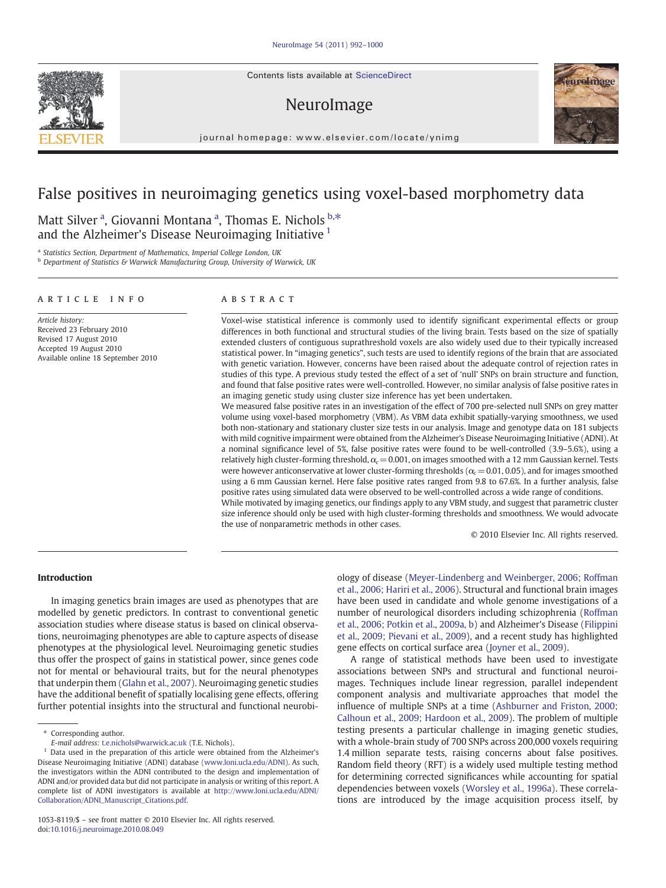# False positives in neuroimaging genetics using voxel-based morphometry data

Matt Silver [a], Giovanni Montana [a], Thomas E. Nichols [b,*] and the Alzheimer's Disease Neuroimaging Initiative [1]

[a] Statistics Section, Department of Mathematics, Imperial College London, UK

[b] Department of Statistics & Warwick Manufacturing Group, University of Warwick, UK

## ARTICLE INFO

*Article history:*
Received 23 February 2010
Revised 17 August 2010
Accepted 19 August 2010
Available online 18 September 2010

## ABSTRACT

Voxel-wise statistical inference is commonly used to identify significant experimental effects or group differences in both functional and structural studies of the living brain. Tests based on the size of spatially extended clusters of contiguous suprathreshold voxels are also widely used due to their typically increased statistical power. In "imaging genetics", such tests are used to identify regions of the brain that are associated with genetic variation. However, concerns have been raised about the adequate control of rejection rates in studies of this type. A previous study tested the effect of a set of 'null' SNPs on brain structure and function, and found that false positive rates were well-controlled. However, no similar analysis of false positive rates in an imaging genetic study using cluster size inference has yet been undertaken.

We measured false positive rates in an investigation of the effect of 700 pre-selected null SNPs on grey matter volume using voxel-based morphometry (VBM). As VBM data exhibit spatially-varying smoothness, we used both non-stationary and stationary cluster size tests in our analysis. Image and genotype data on 181 subjects with mild cognitive impairment were obtained from the Alzheimer's Disease Neuroimaging Initiative (ADNI). At a nominal significance level of 5%, false positive rates were found to be well-controlled (3.9–5.6%), using a relatively high cluster-forming threshold, $\alpha_c = 0.001$, on images smoothed with a 12 mm Gaussian kernel. Tests were however anticonservative at lower cluster-forming thresholds ($\alpha_c = 0.01, 0.05$), and for images smoothed using a 6 mm Gaussian kernel. Here false positive rates ranged from 9.8 to 67.6%. In a further analysis, false positive rates using simulated data were observed to be well-controlled across a wide range of conditions.

While motivated by imaging genetics, our findings apply to any VBM study, and suggest that parametric cluster size inference should only be used with high cluster-forming thresholds and smoothness. We would advocate the use of nonparametric methods in other cases.

© 2010 Elsevier Inc. All rights reserved.

## Introduction

In imaging genetics brain images are used as phenotypes that are modelled by genetic predictors. In contrast to conventional genetic association studies where disease status is based on clinical observations, neuroimaging phenotypes are able to capture aspects of disease phenotypes at the physiological level. Neuroimaging genetic studies thus offer the prospect of gains in statistical power, since genes code not for mental or behavioural traits, but for the neural phenotypes that underpin them (Glahn et al., 2007). Neuroimaging genetics studies have the additional benefit of spatially localising gene effects, offering further potential insights into the structural and functional neurobiology of disease (Meyer-Lindenberg and Weinberger, 2006; Roffman et al., 2006; Hariri et al., 2006). Structural and functional brain images have been used in candidate and whole genome investigations of a number of neurological disorders including schizophrenia (Roffman et al., 2006; Potkin et al., 2009a, b) and Alzheimer's Disease (Filippini et al., 2009; Pievani et al., 2009), and a recent study has highlighted gene effects on cortical surface area (Joyner et al., 2009).

A range of statistical methods have been used to investigate associations between SNPs and structural and functional neuroimages. Techniques include linear regression, parallel independent component analysis and multivariate approaches that model the influence of multiple SNPs at a time (Ashburner and Friston, 2000; Calhoun et al., 2009; Hardoon et al., 2009). The problem of multiple testing presents a particular challenge in imaging genetic studies, with a whole-brain study of 700 SNPs across 200,000 voxels requiring 1.4 million separate tests, raising concerns about false positives. Random field theory (RFT) is a widely used multiple testing method for determining corrected significances while accounting for spatial dependencies between voxels (Worsley et al., 1996a). These correlations are introduced by the image acquisition process itself, by

---

\* Corresponding author.
*E-mail address:* t.e.nichols@warwick.ac.uk (T.E. Nichols).

[1] Data used in the preparation of this article were obtained from the Alzheimer's Disease Neuroimaging Initiative (ADNI) database (www.loni.ucla.edu/ADNI). As such, the investigators within the ADNI contributed to the design and implementation of ADNI and/or provided data but did not participate in analysis or writing of this report. A complete list of ADNI investigators is available at http://www.loni.ucla.edu/ADNI/Collaboration/ADNI_Manuscript_Citations.pdf.

1053-8119/$ – see front matter © 2010 Elsevier Inc. All rights reserved.
doi:10.1016/j.neuroimage.2010.08.049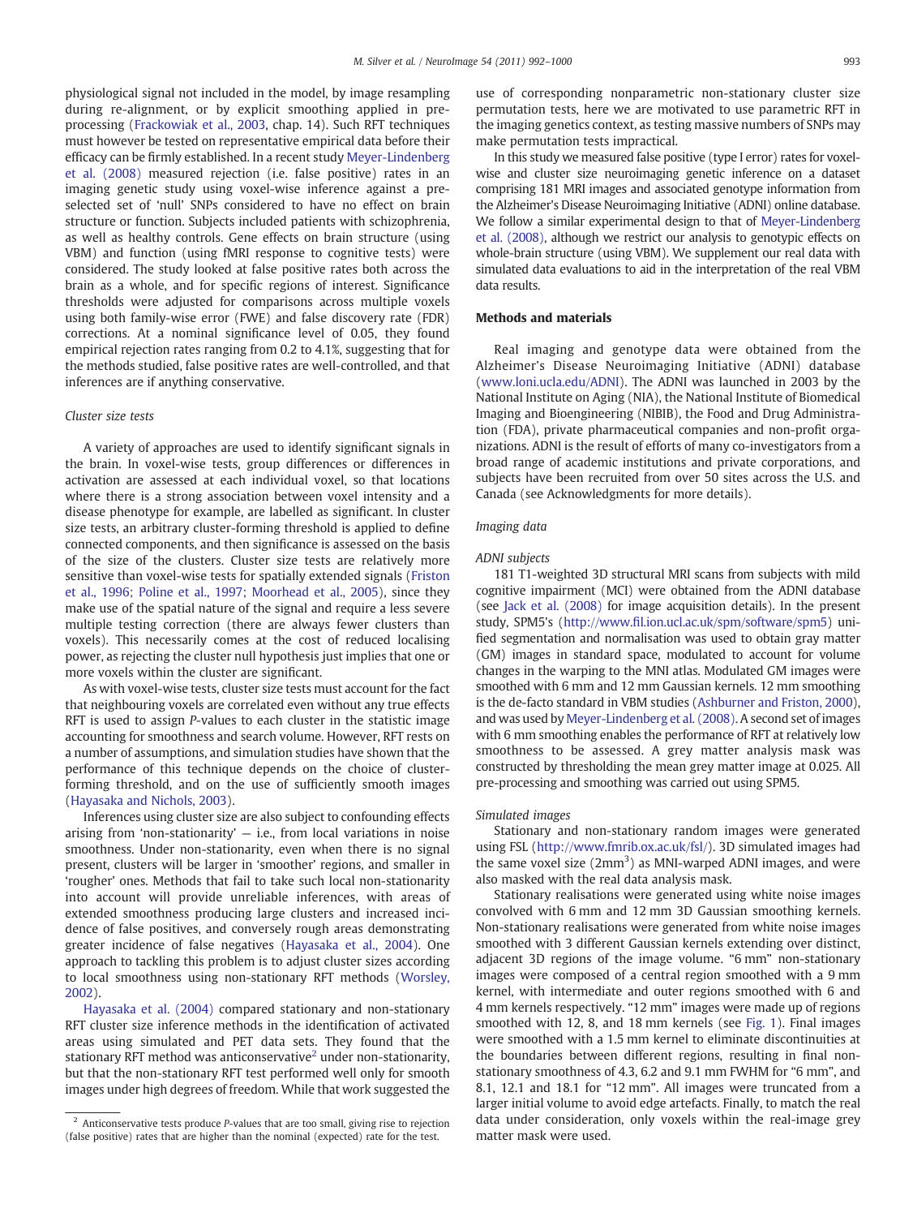physiological signal not included in the model, by image resampling during re-alignment, or by explicit smoothing applied in pre-processing (Frackowiak et al., 2003, chap. 14). Such RFT techniques must however be tested on representative empirical data before their efficacy can be firmly established. In a recent study Meyer-Lindenberg et al. (2008) measured rejection (i.e. false positive) rates in an imaging genetic study using voxel-wise inference against a pre-selected set of 'null' SNPs considered to have no effect on brain structure or function. Subjects included patients with schizophrenia, as well as healthy controls. Gene effects on brain structure (using VBM) and function (using fMRI response to cognitive tests) were considered. The study looked at false positive rates both across the brain as a whole, and for specific regions of interest. Significance thresholds were adjusted for comparisons across multiple voxels using both family-wise error (FWE) and false discovery rate (FDR) corrections. At a nominal significance level of 0.05, they found empirical rejection rates ranging from 0.2 to 4.1%, suggesting that for the methods studied, false positive rates are well-controlled, and that inferences are if anything conservative.

### Cluster size tests

A variety of approaches are used to identify significant signals in the brain. In voxel-wise tests, group differences or differences in activation are assessed at each individual voxel, so that locations where there is a strong association between voxel intensity and a disease phenotype for example, are labelled as significant. In cluster size tests, an arbitrary cluster-forming threshold is applied to define connected components, and then significance is assessed on the basis of the size of the clusters. Cluster size tests are relatively more sensitive than voxel-wise tests for spatially extended signals (Friston et al., 1996; Poline et al., 1997; Moorhead et al., 2005), since they make use of the spatial nature of the signal and require a less severe multiple testing correction (there are always fewer clusters than voxels). This necessarily comes at the cost of reduced localising power, as rejecting the cluster null hypothesis just implies that one or more voxels within the cluster are significant.

As with voxel-wise tests, cluster size tests must account for the fact that neighbouring voxels are correlated even without any true effects RFT is used to assign *P*-values to each cluster in the statistic image accounting for smoothness and search volume. However, RFT rests on a number of assumptions, and simulation studies have shown that the performance of this technique depends on the choice of cluster-forming threshold, and on the use of sufficiently smooth images (Hayasaka and Nichols, 2003).

Inferences using cluster size are also subject to confounding effects arising from 'non-stationarity' — i.e., from local variations in noise smoothness. Under non-stationarity, even when there is no signal present, clusters will be larger in 'smoother' regions, and smaller in 'rougher' ones. Methods that fail to take such local non-stationarity into account will provide unreliable inferences, with areas of extended smoothness producing large clusters and increased incidence of false positives, and conversely rough areas demonstrating greater incidence of false negatives (Hayasaka et al., 2004). One approach to tackling this problem is to adjust cluster sizes according to local smoothness using non-stationary RFT methods (Worsley, 2002).

Hayasaka et al. (2004) compared stationary and non-stationary RFT cluster size inference methods in the identification of activated areas using simulated and PET data sets. They found that the stationary RFT method was anticonservative[2] under non-stationarity, but that the non-stationary RFT test performed well only for smooth images under high degrees of freedom. While that work suggested the use of corresponding nonparametric non-stationary cluster size permutation tests, here we are motivated to use parametric RFT in the imaging genetics context, as testing massive numbers of SNPs may make permutation tests impractical.

In this study we measured false positive (type I error) rates for voxel-wise and cluster size neuroimaging genetic inference on a dataset comprising 181 MRI images and associated genotype information from the Alzheimer's Disease Neuroimaging Initiative (ADNI) online database. We follow a similar experimental design to that of Meyer-Lindenberg et al. (2008), although we restrict our analysis to genotypic effects on whole-brain structure (using VBM). We supplement our real data with simulated data evaluations to aid in the interpretation of the real VBM data results.

## Methods and materials

Real imaging and genotype data were obtained from the Alzheimer's Disease Neuroimaging Initiative (ADNI) database (www.loni.ucla.edu/ADNI). The ADNI was launched in 2003 by the National Institute on Aging (NIA), the National Institute of Biomedical Imaging and Bioengineering (NIBIB), the Food and Drug Administration (FDA), private pharmaceutical companies and non-profit organizations. ADNI is the result of efforts of many co-investigators from a broad range of academic institutions and private corporations, and subjects have been recruited from over 50 sites across the U.S. and Canada (see Acknowledgments for more details).

### Imaging data

#### ADNI subjects

181 T1-weighted 3D structural MRI scans from subjects with mild cognitive impairment (MCI) were obtained from the ADNI database (see Jack et al. (2008) for image acquisition details). In the present study, SPM5's (http://www.fil.ion.ucl.ac.uk/spm/software/spm5) unified segmentation and normalisation was used to obtain gray matter (GM) images in standard space, modulated to account for volume changes in the warping to the MNI atlas. Modulated GM images were smoothed with 6 mm and 12 mm Gaussian kernels. 12 mm smoothing is the de-facto standard in VBM studies (Ashburner and Friston, 2000), and was used by Meyer-Lindenberg et al. (2008). A second set of images with 6 mm smoothing enables the performance of RFT at relatively low smoothness to be assessed. A grey matter analysis mask was constructed by thresholding the mean grey matter image at 0.025. All pre-processing and smoothing was carried out using SPM5.

#### Simulated images

Stationary and non-stationary random images were generated using FSL (http://www.fmrib.ox.ac.uk/fsl/). 3D simulated images had the same voxel size ($2\text{mm}^3$) as MNI-warped ADNI images, and were also masked with the real data analysis mask.

Stationary realisations were generated using white noise images convolved with 6 mm and 12 mm 3D Gaussian smoothing kernels. Non-stationary realisations were generated from white noise images smoothed with 3 different Gaussian kernels extending over distinct, adjacent 3D regions of the image volume. "6 mm" non-stationary images were composed of a central region smoothed with a 9 mm kernel, with intermediate and outer regions smoothed with 6 and 4 mm kernels respectively. "12 mm" images were made up of regions smoothed with 12, 8, and 18 mm kernels (see Fig. 1). Final images were smoothed with a 1.5 mm kernel to eliminate discontinuities at the boundaries between different regions, resulting in final non-stationary smoothness of 4.3, 6.2 and 9.1 mm FWHM for "6 mm", and 8.1, 12.1 and 18.1 for "12 mm". All images were truncated from a larger initial volume to avoid edge artefacts. Finally, to match the real data under consideration, only voxels within the real-image grey matter mask were used.

[2] Anticonservative tests produce *P*-values that are too small, giving rise to rejection (false positive) rates that are higher than the nominal (expected) rate for the test.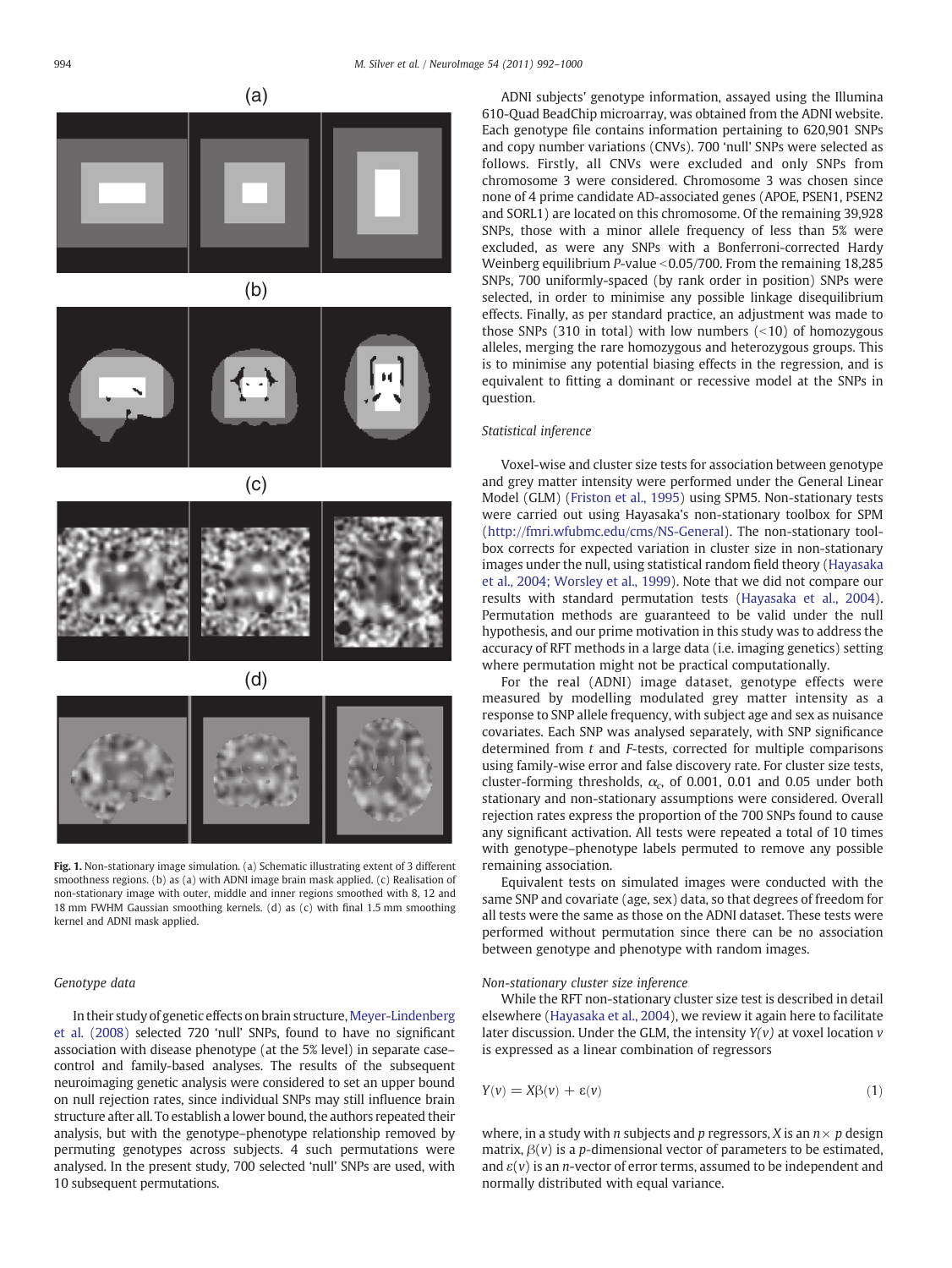Fig. 1. Non-stationary image simulation. (a) Schematic illustrating extent of 3 different smoothness regions. (b) as (a) with ADNI image brain mask applied. (c) Realisation of non-stationary image with outer, middle and inner regions smoothed with 8, 12 and 18 mm FWHM Gaussian smoothing kernels. (d) as (c) with final 1.5 mm smoothing kernel and ADNI mask applied.

### Genotype data

In their study of genetic effects on brain structure, Meyer-Lindenberg et al. (2008) selected 720 'null' SNPs, found to have no significant association with disease phenotype (at the 5% level) in separate case–control and family-based analyses. The results of the subsequent neuroimaging genetic analysis were considered to set an upper bound on null rejection rates, since individual SNPs may still influence brain structure after all. To establish a lower bound, the authors repeated their analysis, but with the genotype–phenotype relationship removed by permuting genotypes across subjects. 4 such permutations were analysed. In the present study, 700 selected 'null' SNPs are used, with 10 subsequent permutations.

ADNI subjects' genotype information, assayed using the Illumina 610-Quad BeadChip microarray, was obtained from the ADNI website. Each genotype file contains information pertaining to 620,901 SNPs and copy number variations (CNVs). 700 'null' SNPs were selected as follows. Firstly, all CNVs were excluded and only SNPs from chromosome 3 were considered. Chromosome 3 was chosen since none of 4 prime candidate AD-associated genes (APOE, PSEN1, PSEN2 and SORL1) are located on this chromosome. Of the remaining 39,928 SNPs, those with a minor allele frequency of less than 5% were excluded, as were any SNPs with a Bonferroni-corrected Hardy Weinberg equilibrium *P*-value $<0.05/700$. From the remaining 18,285 SNPs, 700 uniformly-spaced (by rank order in position) SNPs were selected, in order to minimise any possible linkage disequilibrium effects. Finally, as per standard practice, an adjustment was made to those SNPs (310 in total) with low numbers ($<10$) of homozygous alleles, merging the rare homozygous and heterozygous groups. This is to minimise any potential biasing effects in the regression, and is equivalent to fitting a dominant or recessive model at the SNPs in question.

### Statistical inference

Voxel-wise and cluster size tests for association between genotype and grey matter intensity were performed under the General Linear Model (GLM) (Friston et al., 1995) using SPM5. Non-stationary tests were carried out using Hayasaka's non-stationary toolbox for SPM (http://fmri.wfubmc.edu/cms/NS-General). The non-stationary toolbox corrects for expected variation in cluster size in non-stationary images under the null, using statistical random field theory (Hayasaka et al., 2004; Worsley et al., 1999). Note that we did not compare our results with standard permutation tests (Hayasaka et al., 2004). Permutation methods are guaranteed to be valid under the null hypothesis, and our prime motivation in this study was to address the accuracy of RFT methods in a large data (i.e. imaging genetics) setting where permutation might not be practical computationally.

For the real (ADNI) image dataset, genotype effects were measured by modelling modulated grey matter intensity as a response to SNP allele frequency, with subject age and sex as nuisance covariates. Each SNP was analysed separately, with SNP significance determined from *t* and *F*-tests, corrected for multiple comparisons using family-wise error and false discovery rate. For cluster size tests, cluster-forming thresholds, $\alpha_c$, of 0.001, 0.01 and 0.05 under both stationary and non-stationary assumptions were considered. Overall rejection rates express the proportion of the 700 SNPs found to cause any significant activation. All tests were repeated a total of 10 times with genotype–phenotype labels permuted to remove any possible remaining association.

Equivalent tests on simulated images were conducted with the same SNP and covariate (age, sex) data, so that degrees of freedom for all tests were the same as those on the ADNI dataset. These tests were performed without permutation since there can be no association between genotype and phenotype with random images.

### Non-stationary cluster size inference

While the RFT non-stationary cluster size test is described in detail elsewhere (Hayasaka et al., 2004), we review it again here to facilitate later discussion. Under the GLM, the intensity $Y(v)$ at voxel location $v$ is expressed as a linear combination of regressors

$$Y(v) = X\beta(v) + \varepsilon(v) \tag{1}$$

where, in a study with $n$ subjects and $p$ regressors, $X$ is an $n \times p$ design matrix, $\beta(v)$ is a $p$-dimensional vector of parameters to be estimated, and $\varepsilon(v)$ is an $n$-vector of error terms, assumed to be independent and normally distributed with equal variance.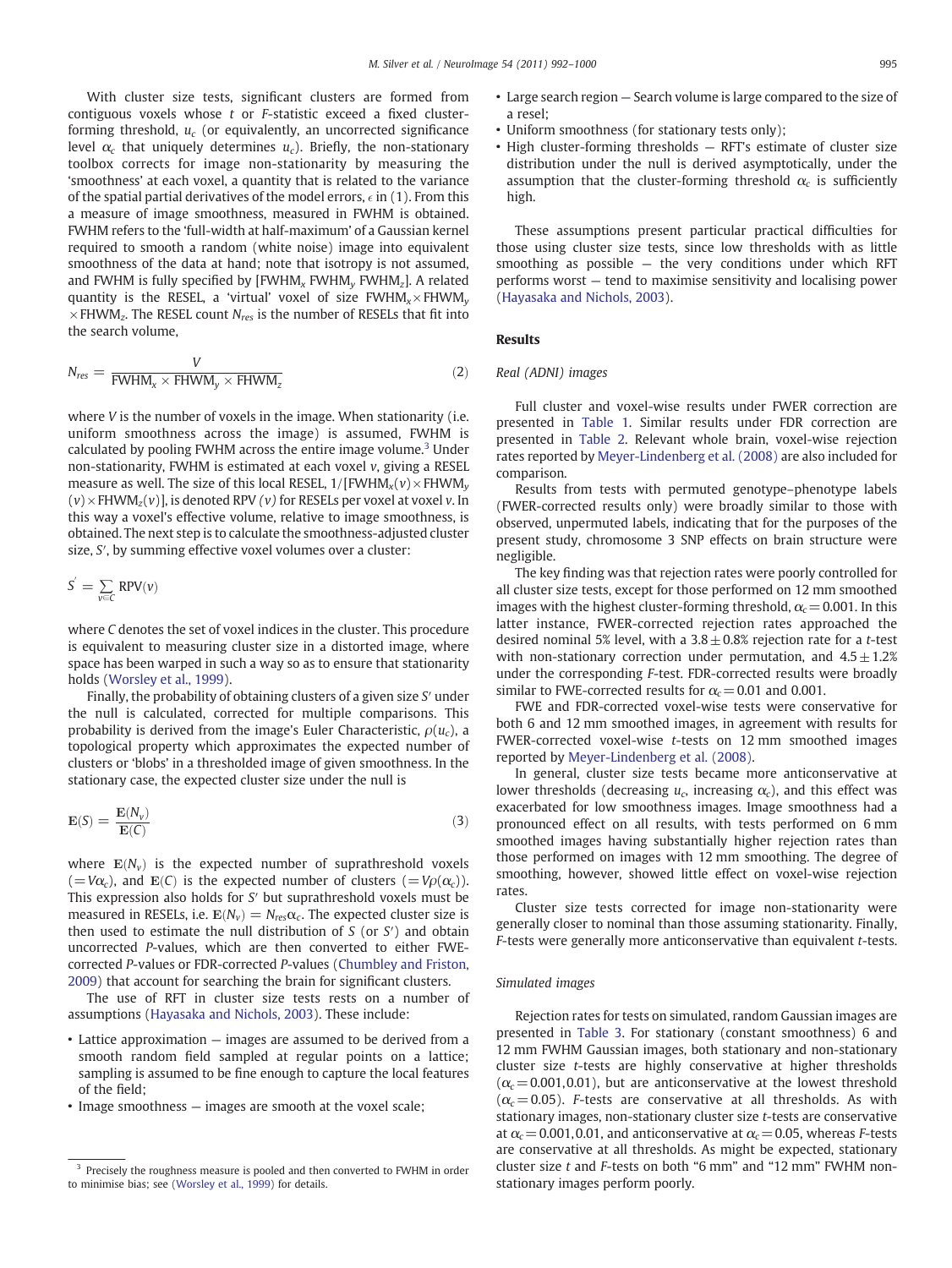With cluster size tests, significant clusters are formed from contiguous voxels whose $t$ or $F$-statistic exceed a fixed cluster-forming threshold, $u_c$ (or equivalently, an uncorrected significance level $\alpha_c$ that uniquely determines $u_c$). Briefly, the non-stationary toolbox corrects for image non-stationarity by measuring the 'smoothness' at each voxel, a quantity that is related to the variance of the spatial partial derivatives of the model errors, $\epsilon$ in (1). From this a measure of image smoothness, measured in FWHM is obtained. FWHM refers to the 'full-width at half-maximum' of a Gaussian kernel required to smooth a random (white noise) image into equivalent smoothness of the data at hand; note that isotropy is not assumed, and FWHM is fully specified by [$\text{FWHM}_x$ $\text{FWHM}_y$ $\text{FWHM}_z$]. A related quantity is the RESEL, a 'virtual' voxel of size $\text{FWHM}_x \times \text{FWHM}_y \times \text{FWHM}_z$. The RESEL count $N_{res}$ is the number of RESELs that fit into the search volume,

$$N_{res} = \frac{V}{\text{FWHM}_x \times \text{FHWM}_y \times \text{FHWM}_z} \tag{2}$$

where $V$ is the number of voxels in the image. When stationarity (i.e. uniform smoothness across the image) is assumed, FWHM is calculated by pooling FWHM across the entire image volume.[3] Under non-stationarity, FWHM is estimated at each voxel $v$, giving a RESEL measure as well. The size of this local RESEL, $1/[\text{FWHM}_x(v) \times \text{FWHM}_y(v) \times \text{FWHM}_z(v)]$, is denoted RPV $(v)$ for RESELs per voxel at voxel $v$. In this way a voxel's effective volume, relative to image smoothness, is obtained. The next step is to calculate the smoothness-adjusted cluster size, $S'$, by summing effective voxel volumes over a cluster:

$$S' = \sum_{v \in C} \text{RPV}(v)$$

where $C$ denotes the set of voxel indices in the cluster. This procedure is equivalent to measuring cluster size in a distorted image, where space has been warped in such a way as to ensure that stationarity holds (Worsley et al., 1999).

Finally, the probability of obtaining clusters of a given size $S'$ under the null is calculated, corrected for multiple comparisons. This probability is derived from the image's Euler Characteristic, $\rho(u_c)$, a topological property which approximates the expected number of clusters or 'blobs' in a thresholded image of given smoothness. In the stationary case, the expected cluster size under the null is

$$\mathbf{E}(S) = \frac{\mathbf{E}(N_v)}{\mathbf{E}(C)} \tag{3}$$

where $\mathbf{E}(N_v)$ is the expected number of suprathreshold voxels ($= V\alpha_c$), and $\mathbf{E}(C)$ is the expected number of clusters ($= V\rho(\alpha_c)$). This expression also holds for $S'$ but suprathreshold voxels must be measured in RESELs, i.e. $\mathbf{E}(N_v) = N_{res}\alpha_c$. The expected cluster size is then used to estimate the null distribution of $S$ (or $S'$) and obtain uncorrected $P$-values, which are then converted to either FWE-corrected $P$-values or FDR-corrected $P$-values (Chumbley and Friston, 2009) that account for searching the brain for significant clusters.

The use of RFT in cluster size tests rests on a number of assumptions (Hayasaka and Nichols, 2003). These include:

- Lattice approximation — images are assumed to be derived from a smooth random field sampled at regular points on a lattice; sampling is assumed to be fine enough to capture the local features of the field;
- Image smoothness — images are smooth at the voxel scale;
- Large search region — Search volume is large compared to the size of a resel;
- Uniform smoothness (for stationary tests only);
- High cluster-forming thresholds — RFT's estimate of cluster size distribution under the null is derived asymptotically, under the assumption that the cluster-forming threshold $\alpha_c$ is sufficiently high.

These assumptions present particular practical difficulties for those using cluster size tests, since low thresholds with as little smoothing as possible — the very conditions under which RFT performs worst — tend to maximise sensitivity and localising power (Hayasaka and Nichols, 2003).

[3] Precisely the roughness measure is pooled and then converted to FWHM in order to minimise bias; see (Worsley et al., 1999) for details.

## Results

### Real (ADNI) images

Full cluster and voxel-wise results under FWER correction are presented in Table 1. Similar results under FDR correction are presented in Table 2. Relevant whole brain, voxel-wise rejection rates reported by Meyer-Lindenberg et al. (2008) are also included for comparison.

Results from tests with permuted genotype–phenotype labels (FWER-corrected results only) were broadly similar to those with observed, unpermuted labels, indicating that for the purposes of the present study, chromosome 3 SNP effects on brain structure were negligible.

The key finding was that rejection rates were poorly controlled for all cluster size tests, except for those performed on 12 mm smoothed images with the highest cluster-forming threshold, $\alpha_c = 0.001$. In this latter instance, FWER-corrected rejection rates approached the desired nominal 5% level, with a $3.8 \pm 0.8\%$ rejection rate for a $t$-test with non-stationary correction under permutation, and $4.5 \pm 1.2\%$ under the corresponding $F$-test. FDR-corrected results were broadly similar to FWE-corrected results for $\alpha_c = 0.01$ and 0.001.

FWE and FDR-corrected voxel-wise tests were conservative for both 6 and 12 mm smoothed images, in agreement with results for FWER-corrected voxel-wise $t$-tests on 12 mm smoothed images reported by Meyer-Lindenberg et al. (2008).

In general, cluster size tests became more anticonservative at lower thresholds (decreasing $u_c$, increasing $\alpha_c$), and this effect was exacerbated for low smoothness images. Image smoothness had a pronounced effect on all results, with tests performed on 6 mm smoothed images having substantially higher rejection rates than those performed on images with 12 mm smoothing. The degree of smoothing, however, showed little effect on voxel-wise rejection rates.

Cluster size tests corrected for image non-stationarity were generally closer to nominal than those assuming stationarity. Finally, $F$-tests were generally more anticonservative than equivalent $t$-tests.

### Simulated images

Rejection rates for tests on simulated, random Gaussian images are presented in Table 3. For stationary (constant smoothness) 6 and 12 mm FWHM Gaussian images, both stationary and non-stationary cluster size $t$-tests are highly conservative at higher thresholds ($\alpha_c = 0.001, 0.01$), but are anticonservative at the lowest threshold ($\alpha_c = 0.05$). $F$-tests are conservative at all thresholds. As with stationary images, non-stationary cluster size $t$-tests are conservative at $\alpha_c = 0.001, 0.01$, and anticonservative at $\alpha_c = 0.05$, whereas $F$-tests are conservative at all thresholds. As might be expected, stationary cluster size $t$ and $F$-tests on both "6 mm" and "12 mm" FWHM non-stationary images perform poorly.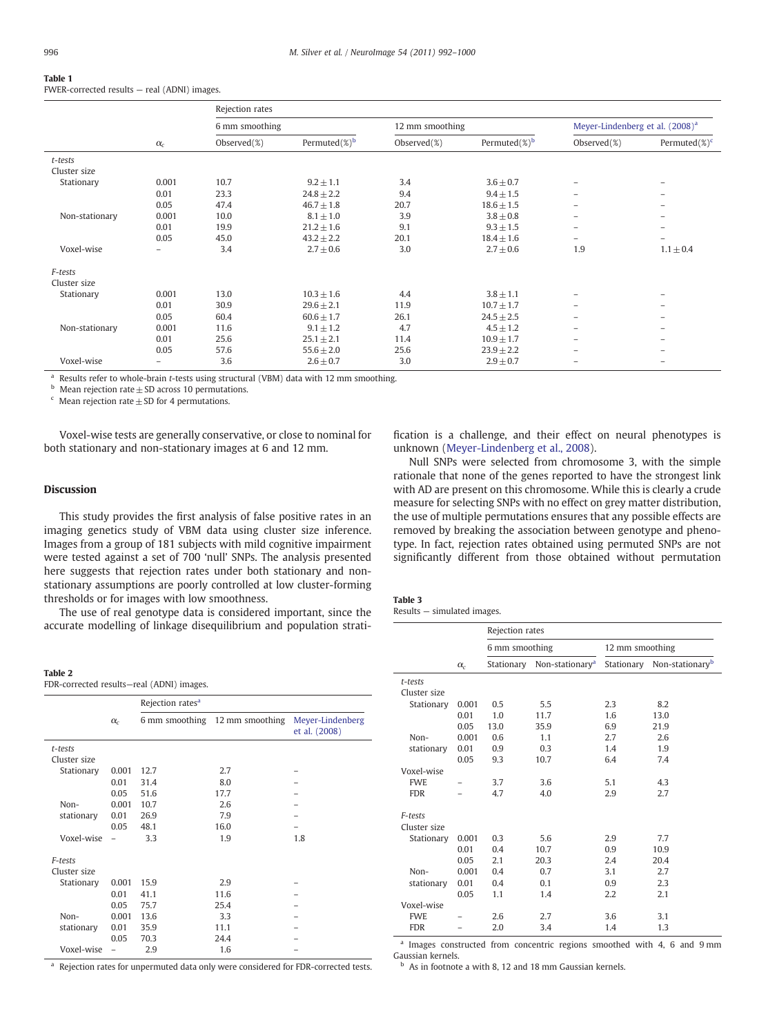**Table 1**
FWER-corrected results — real (ADNI) images.

| | $\alpha_c$ | Rejection rates | | | | | |
|---|---|---|---|---|---|---|---|
| | | 6 mm smoothing | | 12 mm smoothing | | Meyer-Lindenberg et al. (2008)[a] | |
| | | Observed(%) | Permuted(%)[b] | Observed(%) | Permuted(%)[b] | Observed(%) | Permuted(%)[c] |
| *t-tests* | | | | | | | |
| Cluster size | | | | | | | |
| Stationary | 0.001 | 10.7 | $9.2 \pm 1.1$ | 3.4 | $3.6 \pm 0.7$ | – | – |
| | 0.01 | 23.3 | $24.8 \pm 2.2$ | 9.4 | $9.4 \pm 1.5$ | – | – |
| | 0.05 | 47.4 | $46.7 \pm 1.8$ | 20.7 | $18.6 \pm 1.5$ | – | – |
| Non-stationary | 0.001 | 10.0 | $8.1 \pm 1.0$ | 3.9 | $3.8 \pm 0.8$ | – | – |
| | 0.01 | 19.9 | $21.2 \pm 1.6$ | 9.1 | $9.3 \pm 1.5$ | – | – |
| | 0.05 | 45.0 | $43.2 \pm 2.2$ | 20.1 | $18.4 \pm 1.6$ | – | – |
| Voxel-wise | – | 3.4 | $2.7 \pm 0.6$ | 3.0 | $2.7 \pm 0.6$ | 1.9 | $1.1 \pm 0.4$ |
| *F-tests* | | | | | | | |
| Cluster size | | | | | | | |
| Stationary | 0.001 | 13.0 | $10.3 \pm 1.6$ | 4.4 | $3.8 \pm 1.1$ | – | – |
| | 0.01 | 30.9 | $29.6 \pm 2.1$ | 11.9 | $10.7 \pm 1.7$ | – | – |
| | 0.05 | 60.4 | $60.6 \pm 1.7$ | 26.1 | $24.5 \pm 2.5$ | – | – |
| Non-stationary | 0.001 | 11.6 | $9.1 \pm 1.2$ | 4.7 | $4.5 \pm 1.2$ | – | – |
| | 0.01 | 25.6 | $25.1 \pm 2.1$ | 11.4 | $10.9 \pm 1.7$ | – | – |
| | 0.05 | 57.6 | $55.6 \pm 2.0$ | 25.6 | $23.9 \pm 2.2$ | – | – |
| Voxel-wise | – | 3.6 | $2.6 \pm 0.7$ | 3.0 | $2.9 \pm 0.7$ | – | – |

[a] Results refer to whole-brain *t*-tests using structural (VBM) data with 12 mm smoothing.
[b] Mean rejection rate ± SD across 10 permutations.
[c] Mean rejection rate ± SD for 4 permutations.

Voxel-wise tests are generally conservative, or close to nominal for both stationary and non-stationary images at 6 and 12 mm.

## Discussion

This study provides the first analysis of false positive rates in an imaging genetics study of VBM data using cluster size inference. Images from a group of 181 subjects with mild cognitive impairment were tested against a set of 700 'null' SNPs. The analysis presented here suggests that rejection rates under both stationary and non-stationary assumptions are poorly controlled at low cluster-forming thresholds or for images with low smoothness.

The use of real genotype data is considered important, since the accurate modelling of linkage disequilibrium and population stratification is a challenge, and their effect on neural phenotypes is unknown (Meyer-Lindenberg et al., 2008).

Null SNPs were selected from chromosome 3, with the simple rationale that none of the genes reported to have the strongest link with AD are present on this chromosome. While this is clearly a crude measure for selecting SNPs with no effect on grey matter distribution, the use of multiple permutations ensures that any possible effects are removed by breaking the association between genotype and phenotype. In fact, rejection rates obtained using permuted SNPs are not significantly different from those obtained without permutation

**Table 2**
FDR-corrected results—real (ADNI) images.

| | $\alpha_c$ | Rejection rates[a] | | |
|---|---|---|---|---|
| | | 6 mm smoothing | 12 mm smoothing | Meyer-Lindenberg et al. (2008) |
| *t-tests* | | | | |
| Cluster size | | | | |
| Stationary | 0.001 | 12.7 | 2.7 | – |
| | 0.01 | 31.4 | 8.0 | – |
| | 0.05 | 51.6 | 17.7 | – |
| Non-stationary | 0.001 | 10.7 | 2.6 | – |
| | 0.01 | 26.9 | 7.9 | – |
| | 0.05 | 48.1 | 16.0 | – |
| Voxel-wise | – | 3.3 | 1.9 | 1.8 |
| *F-tests* | | | | |
| Cluster size | | | | |
| Stationary | 0.001 | 15.9 | 2.9 | – |
| | 0.01 | 41.1 | 11.6 | – |
| | 0.05 | 75.7 | 25.4 | – |
| Non-stationary | 0.001 | 13.6 | 3.3 | – |
| | 0.01 | 35.9 | 11.1 | – |
| | 0.05 | 70.3 | 24.4 | – |
| Voxel-wise | – | 2.9 | 1.6 | – |

[a] Rejection rates for unpermuted data only were considered for FDR-corrected tests.

**Table 3**
Results — simulated images.

| | $\alpha_c$ | Rejection rates | | | |
|---|---|---|---|---|---|
| | | 6 mm smoothing | | 12 mm smoothing | |
| | | Stationary | Non-stationary[a] | Stationary | Non-stationary[b] |
| *t-tests* | | | | | |
| Cluster size | | | | | |
| Stationary | 0.001 | 0.5 | 5.5 | 2.3 | 8.2 |
| | 0.01 | 1.0 | 11.7 | 1.6 | 13.0 |
| | 0.05 | 13.0 | 35.9 | 6.9 | 21.9 |
| Non-stationary | 0.001 | 0.6 | 1.1 | 2.7 | 2.6 |
| | 0.01 | 0.9 | 0.3 | 1.4 | 1.9 |
| | 0.05 | 9.3 | 10.7 | 6.4 | 7.4 |
| Voxel-wise | | | | | |
| FWE | – | 3.7 | 3.6 | 5.1 | 4.3 |
| FDR | – | 4.7 | 4.0 | 2.9 | 2.7 |
| *F-tests* | | | | | |
| Cluster size | | | | | |
| Stationary | 0.001 | 0.3 | 5.6 | 2.9 | 7.7 |
| | 0.01 | 0.4 | 10.7 | 0.9 | 10.9 |
| | 0.05 | 2.1 | 20.3 | 2.4 | 20.4 |
| Non-stationary | 0.001 | 0.4 | 0.7 | 3.1 | 2.7 |
| | 0.01 | 0.4 | 0.1 | 0.9 | 2.3 |
| | 0.05 | 1.1 | 1.4 | 2.2 | 2.1 |
| Voxel-wise | | | | | |
| FWE | – | 2.6 | 2.7 | 3.6 | 3.1 |
| FDR | – | 2.0 | 3.4 | 1.4 | 1.3 |

[a] Images constructed from concentric regions smoothed with 4, 6 and 9 mm Gaussian kernels.
[b] As in footnote a with 8, 12 and 18 mm Gaussian kernels.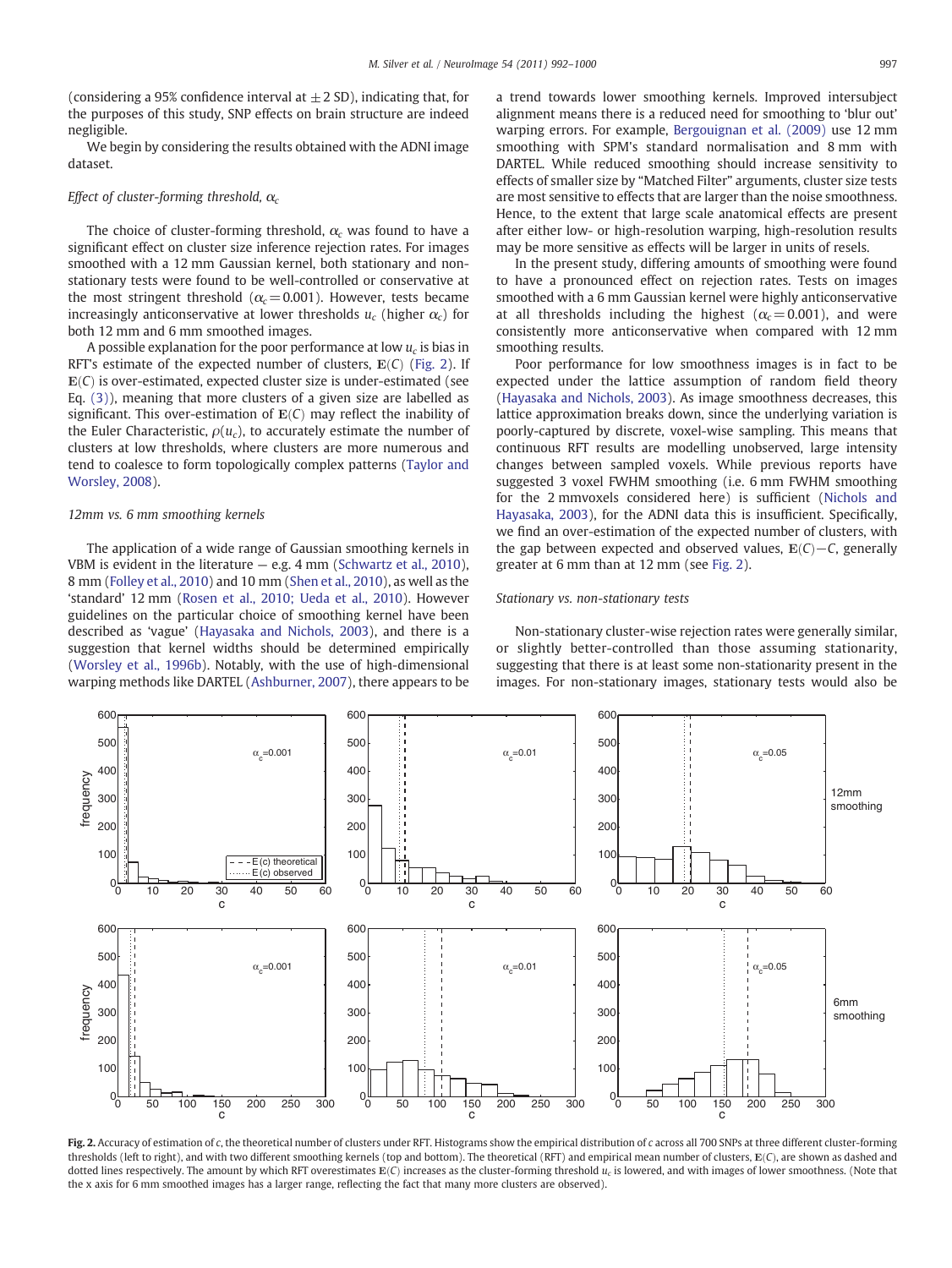(considering a 95% confidence interval at ±2 SD), indicating that, for the purposes of this study, SNP effects on brain structure are indeed negligible.

We begin by considering the results obtained with the ADNI image dataset.

*Effect of cluster-forming threshold, $\alpha_c$*

The choice of cluster-forming threshold, $\alpha_c$ was found to have a significant effect on cluster size inference rejection rates. For images smoothed with a 12 mm Gaussian kernel, both stationary and non-stationary tests were found to be well-controlled or conservative at the most stringent threshold ($\alpha_c = 0.001$). However, tests became increasingly anticonservative at lower thresholds $u_c$ (higher $\alpha_c$) for both 12 mm and 6 mm smoothed images.

A possible explanation for the poor performance at low $u_c$ is bias in RFT's estimate of the expected number of clusters, $\mathbb{E}(C)$ (Fig. 2). If $\mathbb{E}(C)$ is over-estimated, expected cluster size is under-estimated (see Eq. (3)), meaning that more clusters of a given size are labelled as significant. This over-estimation of $\mathbb{E}(C)$ may reflect the inability of the Euler Characteristic, $\rho(u_c)$, to accurately estimate the number of clusters at low thresholds, where clusters are more numerous and tend to coalesce to form topologically complex patterns (Taylor and Worsley, 2008).

*12mm vs. 6 mm smoothing kernels*

The application of a wide range of Gaussian smoothing kernels in VBM is evident in the literature — e.g. 4 mm (Schwartz et al., 2010), 8 mm (Folley et al., 2010) and 10 mm (Shen et al., 2010), as well as the 'standard' 12 mm (Rosen et al., 2010; Ueda et al., 2010). However guidelines on the particular choice of smoothing kernel have been described as 'vague' (Hayasaka and Nichols, 2003), and there is a suggestion that kernel widths should be determined empirically (Worsley et al., 1996b). Notably, with the use of high-dimensional warping methods like DARTEL (Ashburner, 2007), there appears to be a trend towards lower smoothing kernels. Improved intersubject alignment means there is a reduced need for smoothing to 'blur out' warping errors. For example, Bergouignan et al. (2009) use 12 mm smoothing with SPM's standard normalisation and 8 mm with DARTEL. While reduced smoothing should increase sensitivity to effects of smaller size by "Matched Filter" arguments, cluster size tests are most sensitive to effects that are larger than the noise smoothness. Hence, to the extent that large scale anatomical effects are present after either low- or high-resolution warping, high-resolution results may be more sensitive as effects will be larger in units of resels.

In the present study, differing amounts of smoothing were found to have a pronounced effect on rejection rates. Tests on images smoothed with a 6 mm Gaussian kernel were highly anticonservative at all thresholds including the highest ($\alpha_c = 0.001$), and were consistently more anticonservative when compared with 12 mm smoothing results.

Poor performance for low smoothness images is in fact to be expected under the lattice assumption of random field theory (Hayasaka and Nichols, 2003). As image smoothness decreases, this lattice approximation breaks down, since the underlying variation is poorly-captured by discrete, voxel-wise sampling. This means that continuous RFT results are modelling unobserved, large intensity changes between sampled voxels. While previous reports have suggested 3 voxel FWHM smoothing (i.e. 6 mm FWHM smoothing for the 2 mmvoxels considered here) is sufficient (Nichols and Hayasaka, 2003), for the ADNI data this is insufficient. Specifically, we find an over-estimation of the expected number of clusters, with the gap between expected and observed values, $\mathbb{E}(C) - C$, generally greater at 6 mm than at 12 mm (see Fig. 2).

*Stationary vs. non-stationary tests*

Non-stationary cluster-wise rejection rates were generally similar, or slightly better-controlled than those assuming stationarity, suggesting that there is at least some non-stationarity present in the images. For non-stationary images, stationary tests would also be

**Fig. 2.** Accuracy of estimation of $c$, the theoretical number of clusters under RFT. Histograms show the empirical distribution of $c$ across all 700 SNPs at three different cluster-forming thresholds (left to right), and with two different smoothing kernels (top and bottom). The theoretical (RFT) and empirical mean number of clusters, $\mathbb{E}(C)$, are shown as dashed and dotted lines respectively. The amount by which RFT overestimates $\mathbb{E}(C)$ increases as the cluster-forming threshold $u_c$ is lowered, and with images of lower smoothness. (Note that the x axis for 6 mm smoothed images has a larger range, reflecting the fact that many more clusters are observed).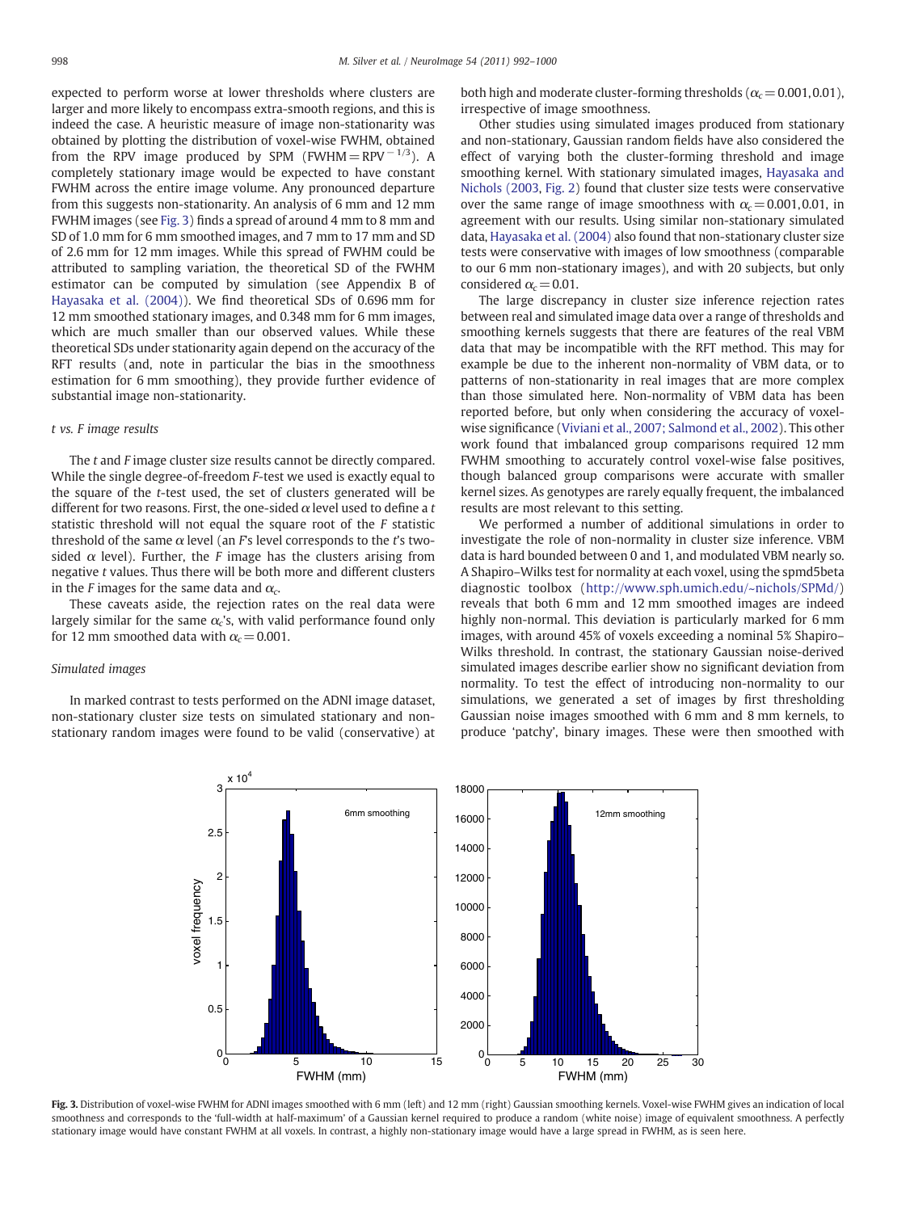expected to perform worse at lower thresholds where clusters are larger and more likely to encompass extra-smooth regions, and this is indeed the case. A heuristic measure of image non-stationarity was obtained by plotting the distribution of voxel-wise FWHM, obtained from the RPV image produced by SPM ($\mathrm{FWHM} = \mathrm{RPV}^{-1/3}$). A completely stationary image would be expected to have constant FWHM across the entire image volume. Any pronounced departure from this suggests non-stationarity. An analysis of 6 mm and 12 mm FWHM images (see Fig. 3) finds a spread of around 4 mm to 8 mm and SD of 1.0 mm for 6 mm smoothed images, and 7 mm to 17 mm and SD of 2.6 mm for 12 mm images. While this spread of FWHM could be attributed to sampling variation, the theoretical SD of the FWHM estimator can be computed by simulation (see Appendix B of Hayasaka et al. (2004)). We find theoretical SDs of 0.696 mm for 12 mm smoothed stationary images, and 0.348 mm for 6 mm images, which are much smaller than our observed values. While these theoretical SDs under stationarity again depend on the accuracy of the RFT results (and, note in particular the bias in the smoothness estimation for 6 mm smoothing), they provide further evidence of substantial image non-stationarity.

### *t* vs. *F* image results

The *t* and *F* image cluster size results cannot be directly compared. While the single degree-of-freedom *F*-test we used is exactly equal to the square of the *t*-test used, the set of clusters generated will be different for two reasons. First, the one-sided $\alpha$ level used to define a *t* statistic threshold will not equal the square root of the *F* statistic threshold of the same $\alpha$ level (an *F*'s level corresponds to the *t*'s two-sided $\alpha$ level). Further, the *F* image has the clusters arising from negative *t* values. Thus there will be both more and different clusters in the *F* images for the same data and $\alpha_c$.

These caveats aside, the rejection rates on the real data were largely similar for the same $\alpha_c$'s, with valid performance found only for 12 mm smoothed data with $\alpha_c = 0.001$.

### Simulated images

In marked contrast to tests performed on the ADNI image dataset, non-stationary cluster size tests on simulated stationary and non-stationary random images were found to be valid (conservative) at both high and moderate cluster-forming thresholds ($\alpha_c = 0.001, 0.01$), irrespective of image smoothness.

Other studies using simulated images produced from stationary and non-stationary, Gaussian random fields have also considered the effect of varying both the cluster-forming threshold and image smoothing kernel. With stationary simulated images, Hayasaka and Nichols (2003, Fig. 2) found that cluster size tests were conservative over the same range of image smoothness with $\alpha_c = 0.001, 0.01$, in agreement with our results. Using similar non-stationary simulated data, Hayasaka et al. (2004) also found that non-stationary cluster size tests were conservative with images of low smoothness (comparable to our 6 mm non-stationary images), and with 20 subjects, but only considered $\alpha_c = 0.01$.

The large discrepancy in cluster size inference rejection rates between real and simulated image data over a range of thresholds and smoothing kernels suggests that there are features of the real VBM data that may be incompatible with the RFT method. This may for example be due to the inherent non-normality of VBM data, or to patterns of non-stationarity in real images that are more complex than those simulated here. Non-normality of VBM data has been reported before, but only when considering the accuracy of voxel-wise significance (Viviani et al., 2007; Salmond et al., 2002). This other work found that imbalanced group comparisons required 12 mm FWHM smoothing to accurately control voxel-wise false positives, though balanced group comparisons were accurate with smaller kernel sizes. As genotypes are rarely equally frequent, the imbalanced results are most relevant to this setting.

We performed a number of additional simulations in order to investigate the role of non-normality in cluster size inference. VBM data is hard bounded between 0 and 1, and modulated VBM nearly so. A Shapiro–Wilks test for normality at each voxel, using the spmd5beta diagnostic toolbox (http://www.sph.umich.edu/~nichols/SPMd/) reveals that both 6 mm and 12 mm smoothed images are indeed highly non-normal. This deviation is particularly marked for 6 mm images, with around 45% of voxels exceeding a nominal 5% Shapiro–Wilks threshold. In contrast, the stationary Gaussian noise-derived simulated images describe earlier show no significant deviation from normality. To test the effect of introducing non-normality to our simulations, we generated a set of images by first thresholding Gaussian noise images smoothed with 6 mm and 8 mm kernels, to produce 'patchy', binary images. These were then smoothed with

**Fig. 3.** Distribution of voxel-wise FWHM for ADNI images smoothed with 6 mm (left) and 12 mm (right) Gaussian smoothing kernels. Voxel-wise FWHM gives an indication of local smoothness and corresponds to the 'full-width at half-maximum' of a Gaussian kernel required to produce a random (white noise) image of equivalent smoothness. A perfectly stationary image would have constant FWHM at all voxels. In contrast, a highly non-stationary image would have a large spread in FWHM, as is seen here.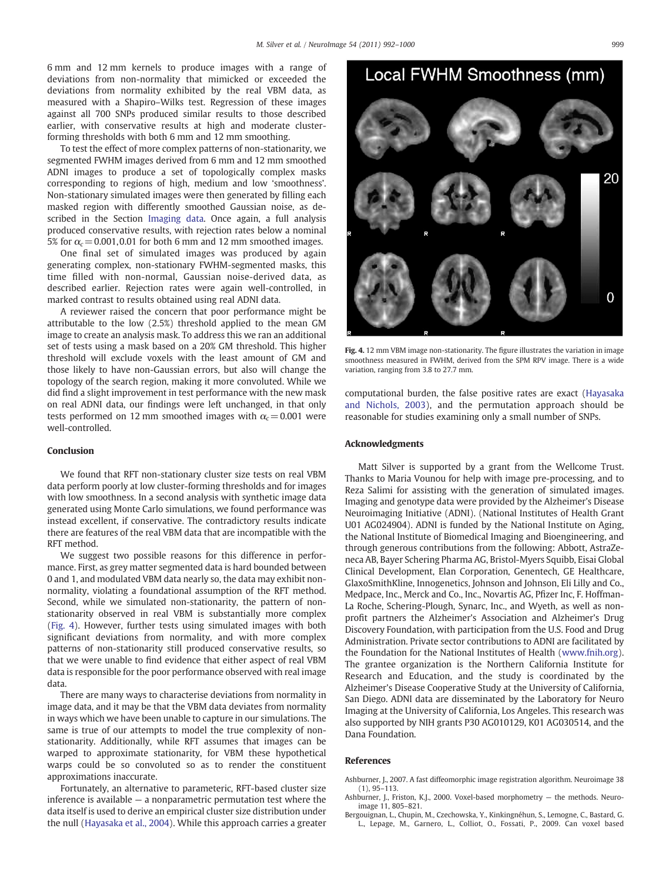6 mm and 12 mm kernels to produce images with a range of deviations from non-normality that mimicked or exceeded the deviations from normality exhibited by the real VBM data, as measured with a Shapiro–Wilks test. Regression of these images against all 700 SNPs produced similar results to those described earlier, with conservative results at high and moderate cluster-forming thresholds with both 6 mm and 12 mm smoothing.

To test the effect of more complex patterns of non-stationarity, we segmented FWHM images derived from 6 mm and 12 mm smoothed ADNI images to produce a set of topologically complex masks corresponding to regions of high, medium and low 'smoothness'. Non-stationary simulated images were then generated by filling each masked region with differently smoothed Gaussian noise, as described in the Section Imaging data. Once again, a full analysis produced conservative results, with rejection rates below a nominal 5% for $\alpha_c = 0.001, 0.01$ for both 6 mm and 12 mm smoothed images.

One final set of simulated images was produced by again generating complex, non-stationary FWHM-segmented masks, this time filled with non-normal, Gaussian noise-derived data, as described earlier. Rejection rates were again well-controlled, in marked contrast to results obtained using real ADNI data.

A reviewer raised the concern that poor performance might be attributable to the low (2.5%) threshold applied to the mean GM image to create an analysis mask. To address this we ran an additional set of tests using a mask based on a 20% GM threshold. This higher threshold will exclude voxels with the least amount of GM and those likely to have non-Gaussian errors, but also will change the topology of the search region, making it more convoluted. While we did find a slight improvement in test performance with the new mask on real ADNI data, our findings were left unchanged, in that only tests performed on 12 mm smoothed images with $\alpha_c = 0.001$ were well-controlled.

## Conclusion

We found that RFT non-stationary cluster size tests on real VBM data perform poorly at low cluster-forming thresholds and for images with low smoothness. In a second analysis with synthetic image data generated using Monte Carlo simulations, we found performance was instead excellent, if conservative. The contradictory results indicate there are features of the real VBM data that are incompatible with the RFT method.

We suggest two possible reasons for this difference in performance. First, as grey matter segmented data is hard bounded between 0 and 1, and modulated VBM data nearly so, the data may exhibit non-normality, violating a foundational assumption of the RFT method. Second, while we simulated non-stationarity, the pattern of non-stationarity observed in real VBM is substantially more complex (Fig. 4). However, further tests using simulated images with both significant deviations from normality, and with more complex patterns of non-stationarity still produced conservative results, so that we were unable to find evidence that either aspect of real VBM data is responsible for the poor performance observed with real image data.

There are many ways to characterise deviations from normality in image data, and it may be that the VBM data deviates from normality in ways which we have been unable to capture in our simulations. The same is true of our attempts to model the true complexity of non-stationarity. Additionally, while RFT assumes that images can be warped to approximate stationarity, for VBM these hypothetical warps could be so convoluted so as to render the constituent approximations inaccurate.

Fortunately, an alternative to parameteric, RFT-based cluster size inference is available — a nonparametric permutation test where the data itself is used to derive an empirical cluster size distribution under the null (Hayasaka et al., 2004). While this approach carries a greater computational burden, the false positive rates are exact (Hayasaka and Nichols, 2003), and the permutation approach should be reasonable for studies examining only a small number of SNPs.

**Fig. 4.** 12 mm VBM image non-stationarity. The figure illustrates the variation in image smoothness measured in FWHM, derived from the SPM RPV image. There is a wide variation, ranging from 3.8 to 27.7 mm.

## Acknowledgments

Matt Silver is supported by a grant from the Wellcome Trust. Thanks to Maria Vounou for help with image pre-processing, and to Reza Salimi for assisting with the generation of simulated images. Imaging and genotype data were provided by the Alzheimer's Disease Neuroimaging Initiative (ADNI). (National Institutes of Health Grant U01 AG024904). ADNI is funded by the National Institute on Aging, the National Institute of Biomedical Imaging and Bioengineering, and through generous contributions from the following: Abbott, AstraZeneca AB, Bayer Schering Pharma AG, Bristol-Myers Squibb, Eisai Global Clinical Development, Elan Corporation, Genentech, GE Healthcare, GlaxoSmithKline, Innogenetics, Johnson and Johnson, Eli Lilly and Co., Medpace, Inc., Merck and Co., Inc., Novartis AG, Pfizer Inc, F. Hoffman-La Roche, Schering-Plough, Synarc, Inc., and Wyeth, as well as non-profit partners the Alzheimer's Association and Alzheimer's Drug Discovery Foundation, with participation from the U.S. Food and Drug Administration. Private sector contributions to ADNI are facilitated by the Foundation for the National Institutes of Health (www.fnih.org). The grantee organization is the Northern California Institute for Research and Education, and the study is coordinated by the Alzheimer's Disease Cooperative Study at the University of California, San Diego. ADNI data are disseminated by the Laboratory for Neuro Imaging at the University of California, Los Angeles. This research was also supported by NIH grants P30 AG010129, K01 AG030514, and the Dana Foundation.

## References

Ashburner, J., 2007. A fast diffeomorphic image registration algorithm. Neuroimage 38 (1), 95–113.

Ashburner, J., Friston, K.J., 2000. Voxel-based morphometry — the methods. Neuroimage 11, 805–821.

Bergouignan, L., Chupin, M., Czechowska, Y., Kinkingnéhun, S., Lemogne, C., Bastard, G. L., Lepage, M., Garnero, L., Colliot, O., Fossati, P., 2009. Can voxel based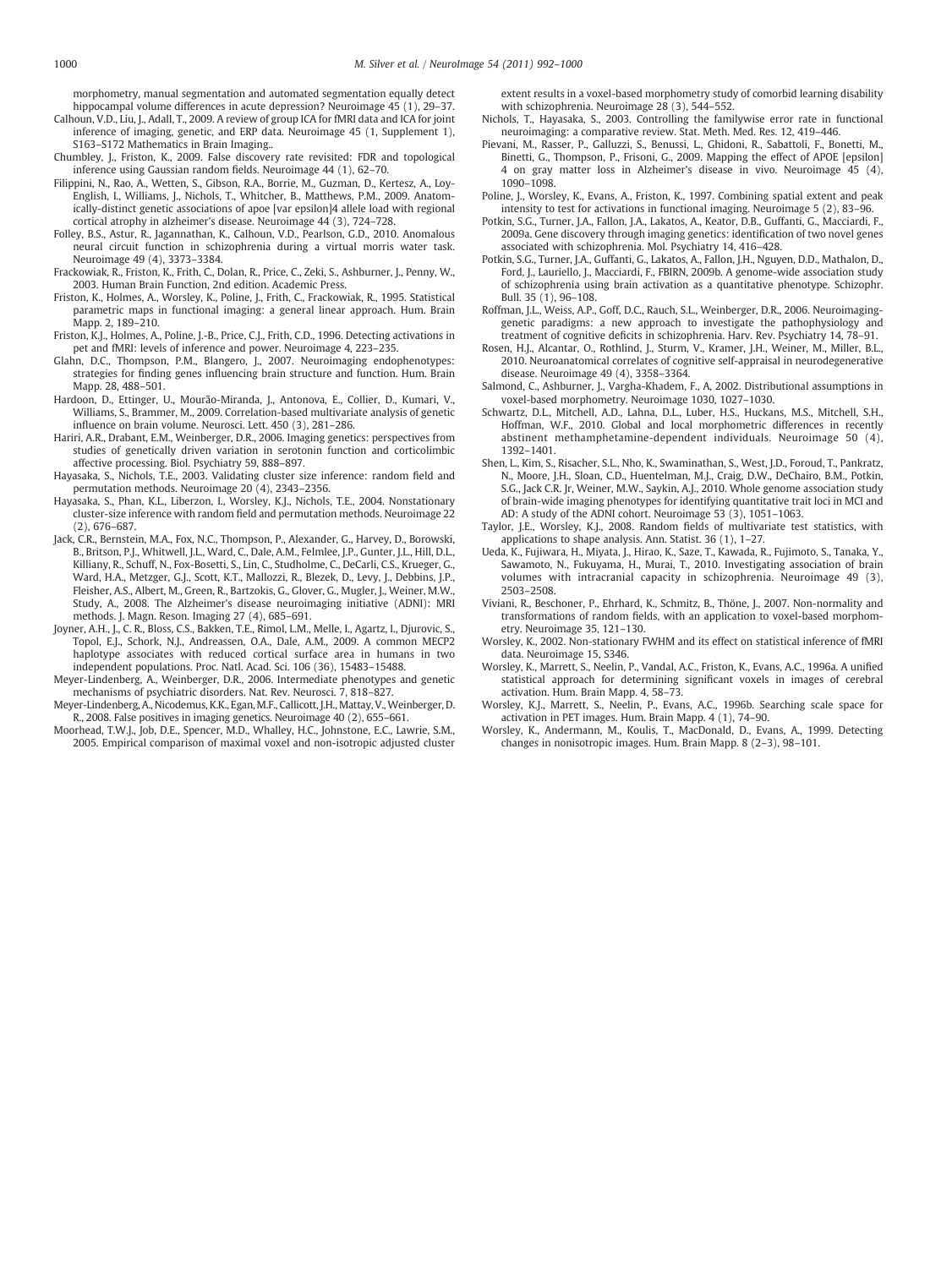morphometry, manual segmentation and automated segmentation equally detect hippocampal volume differences in acute depression? Neuroimage 45 (1), 29–37.

Calhoun, V.D., Liu, J., Adali, T., 2009. A review of group ICA for fMRI data and ICA for joint inference of imaging, genetic, and ERP data. Neuroimage 45 (1, Supplement 1), S163–S172 Mathematics in Brain Imaging..

Chumbley, J., Friston, K., 2009. False discovery rate revisited: FDR and topological inference using Gaussian random fields. Neuroimage 44 (1), 62–70.

Filippini, N., Rao, A., Wetten, S., Gibson, R.A., Borrie, M., Guzman, D., Kertesz, A., Loy-English, I., Williams, J., Nichols, T., Whitcher, B., Matthews, P.M., 2009. Anatomically-distinct genetic associations of apoe [var epsilon]4 allele load with regional cortical atrophy in alzheimer's disease. Neuroimage 44 (3), 724–728.

Folley, B.S., Astur, R., Jagannathan, K., Calhoun, V.D., Pearlson, G.D., 2010. Anomalous neural circuit function in schizophrenia during a virtual morris water task. Neuroimage 49 (4), 3373–3384.

Frackowiak, R., Friston, K., Frith, C., Dolan, R., Price, C., Zeki, S., Ashburner, J., Penny, W., 2003. Human Brain Function, 2nd edition. Academic Press.

Friston, K., Holmes, A., Worsley, K., Poline, J., Frith, C., Frackowiak, R., 1995. Statistical parametric maps in functional imaging: a general linear approach. Hum. Brain Mapp. 2, 189–210.

Friston, K.J., Holmes, A., Poline, J.-B., Price, C.J., Frith, C.D., 1996. Detecting activations in pet and fMRI: levels of inference and power. Neuroimage 4, 223–235.

Glahn, D.C., Thompson, P.M., Blangero, J., 2007. Neuroimaging endophenotypes: strategies for finding genes influencing brain structure and function. Hum. Brain Mapp. 28, 488–501.

Hardoon, D., Ettinger, U., Mourão-Miranda, J., Antonova, E., Collier, D., Kumari, V., Williams, S., Brammer, M., 2009. Correlation-based multivariate analysis of genetic influence on brain volume. Neurosci. Lett. 450 (3), 281–286.

Hariri, A.R., Drabant, E.M., Weinberger, D.R., 2006. Imaging genetics: perspectives from studies of genetically driven variation in serotonin function and corticolimbic affective processing. Biol. Psychiatry 59, 888–897.

Hayasaka, S., Nichols, T.E., 2003. Validating cluster size inference: random field and permutation methods. Neuroimage 20 (4), 2343–2356.

Hayasaka, S., Phan, K.L., Liberzon, I., Worsley, K.J., Nichols, T.E., 2004. Nonstationary cluster-size inference with random field and permutation methods. Neuroimage 22 (2), 676–687.

Jack, C.R., Bernstein, M.A., Fox, N.C., Thompson, P., Alexander, G., Harvey, D., Borowski, B., Britson, P.J., Whitwell, J.L., Ward, C., Dale, A.M., Felmlee, J.P., Gunter, J.L., Hill, D.L., Killiany, R., Schuff, N., Fox-Bosetti, S., Lin, C., Studholme, C., DeCarli, C.S., Krueger, G., Ward, H.A., Metzger, G.J., Scott, K.T., Mallozzi, R., Blezek, D., Levy, J., Debbins, J.P., Fleisher, A.S., Albert, M., Green, R., Bartzokis, G., Glover, G., Mugler, J., Weiner, M.W., Study, A., 2008. The Alzheimer's disease neuroimaging initiative (ADNI): MRI methods. J. Magn. Reson. Imaging 27 (4), 685–691.

Joyner, A.H., J., C. R., Bloss, C.S., Bakken, T.E., Rimol, L.M., Melle, I., Agartz, I., Djurovic, S., Topol, E.J., Schork, N.J., Andreassen, O.A., Dale, A.M., 2009. A common MECP2 haplotype associates with reduced cortical surface area in humans in two independent populations. Proc. Natl. Acad. Sci. 106 (36), 15483–15488.

Meyer-Lindenberg, A., Weinberger, D.R., 2006. Intermediate phenotypes and genetic mechanisms of psychiatric disorders. Nat. Rev. Neurosci. 7, 818–827.

Meyer-Lindenberg, A., Nicodemus, K.K., Egan, M.F., Callicott, J.H., Mattay, V., Weinberger, D. R., 2008. False positives in imaging genetics. Neuroimage 40 (2), 655–661.

Moorhead, T.W.J., Job, D.E., Spencer, M.D., Whalley, H.C., Johnstone, E.C., Lawrie, S.M., 2005. Empirical comparison of maximal voxel and non-isotropic adjusted cluster extent results in a voxel-based morphometry study of comorbid learning disability with schizophrenia. Neuroimage 28 (3), 544–552.

Nichols, T., Hayasaka, S., 2003. Controlling the familywise error rate in functional neuroimaging: a comparative review. Stat. Meth. Med. Res. 12, 419–446.

Pievani, M., Rasser, P., Galluzzi, S., Benussi, L., Ghidoni, R., Sabattoli, F., Bonetti, M., Binetti, G., Thompson, P., Frisoni, G., 2009. Mapping the effect of APOE [epsilon] 4 on gray matter loss in Alzheimer's disease in vivo. Neuroimage 45 (4), 1090–1098.

Poline, J., Worsley, K., Evans, A., Friston, K., 1997. Combining spatial extent and peak intensity to test for activations in functional imaging. Neuroimage 5 (2), 83–96.

Potkin, S.G., Turner, J.A., Fallon, J.A., Lakatos, A., Keator, D.B., Guffanti, G., Macciardi, F., 2009a. Gene discovery through imaging genetics: identification of two novel genes associated with schizophrenia. Mol. Psychiatry 14, 416–428.

Potkin, S.G., Turner, J.A., Guffanti, G., Lakatos, A., Fallon, J.H., Nguyen, D.D., Mathalon, D., Ford, J., Lauriello, J., Macciardi, F., FBIRN, 2009b. A genome-wide association study of schizophrenia using brain activation as a quantitative phenotype. Schizophr. Bull. 35 (1), 96–108.

Roffman, J.L., Weiss, A.P., Goff, D.C., Rauch, S.L., Weinberger, D.R., 2006. Neuroimaging-genetic paradigms: a new approach to investigate the pathophysiology and treatment of cognitive deficits in schizophrenia. Harv. Rev. Psychiatry 14, 78–91.

Rosen, H.J., Alcantar, O., Rothlind, J., Sturm, V., Kramer, J.H., Weiner, M., Miller, B.L., 2010. Neuroanatomical correlates of cognitive self-appraisal in neurodegenerative disease. Neuroimage 49 (4), 3358–3364.

Salmond, C., Ashburner, J., Vargha-Khadem, F., A, 2002. Distributional assumptions in voxel-based morphometry. Neuroimage 1030, 1027–1030.

Schwartz, D.L., Mitchell, A.D., Lahna, D.L., Luber, H.S., Huckans, M.S., Mitchell, S.H., Hoffman, W.F., 2010. Global and local morphometric differences in recently abstinent methamphetamine-dependent individuals. Neuroimage 50 (4), 1392–1401.

Shen, L., Kim, S., Risacher, S.L., Nho, K., Swaminathan, S., West, J.D., Foroud, T., Pankratz, N., Moore, J.H., Sloan, C.D., Huentelman, M.J., Craig, D.W., DeChairo, B.M., Potkin, S.G., Jack C.R. Jr, Weiner, M.W., Saykin, A.J., 2010. Whole genome association study of brain-wide imaging phenotypes for identifying quantitative trait loci in MCI and AD: A study of the ADNI cohort. Neuroimage 53 (3), 1051–1063.

Taylor, J.E., Worsley, K.J., 2008. Random fields of multivariate test statistics, with applications to shape analysis. Ann. Statist. 36 (1), 1–27.

Ueda, K., Fujiwara, H., Miyata, J., Hirao, K., Saze, T., Kawada, R., Fujimoto, S., Tanaka, Y., Sawamoto, N., Fukuyama, H., Murai, T., 2010. Investigating association of brain volumes with intracranial capacity in schizophrenia. Neuroimage 49 (3), 2503–2508.

Viviani, R., Beschoner, P., Ehrhard, K., Schmitz, B., Thöne, J., 2007. Non-normality and transformations of random fields, with an application to voxel-based morphometry. Neuroimage 35, 121–130.

Worsley, K., 2002. Non-stationary FWHM and its effect on statistical inference of fMRI data. Neuroimage 15, S346.

Worsley, K., Marrett, S., Neelin, P., Vandal, A.C., Friston, K., Evans, A.C., 1996a. A unified statistical approach for determining significant voxels in images of cerebral activation. Hum. Brain Mapp. 4, 58–73.

Worsley, K.J., Marrett, S., Neelin, P., Evans, A.C., 1996b. Searching scale space for activation in PET images. Hum. Brain Mapp. 4 (1), 74–90.

Worsley, K., Andermann, M., Koulis, T., MacDonald, D., Evans, A., 1999. Detecting changes in nonisotropic images. Hum. Brain Mapp. 8 (2–3), 98–101.